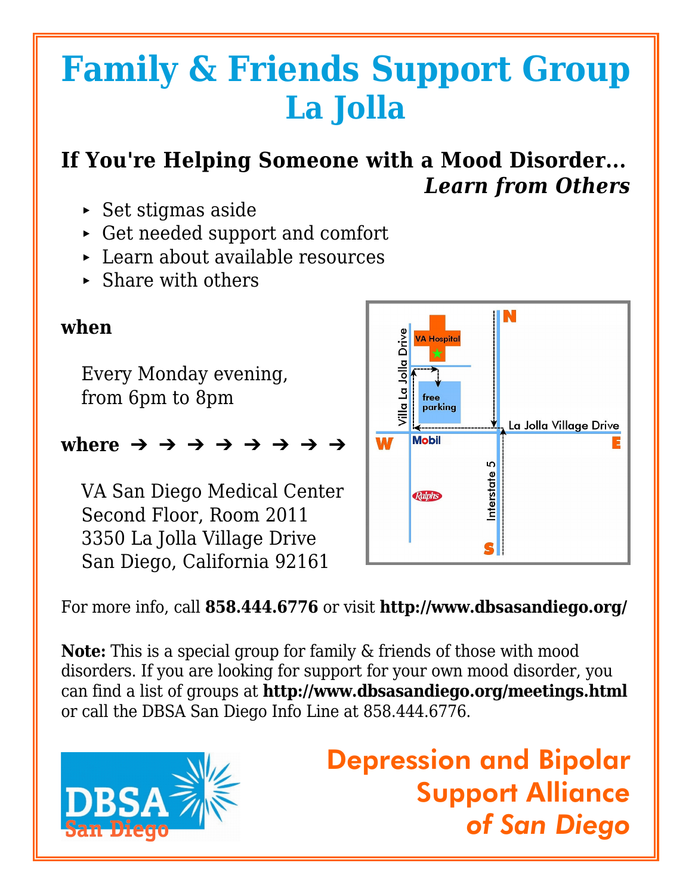# Family & Friends Support Group
## La Jolla

### If You're Helping Someone with a Mood Disorder... *Learn from Others*

- Set stigmas aside
- Get needed support and comfort
- Learn about available resources
- Share with others

**when**

Every Monday evening,
from 6pm to 8pm

**where ➔ ➔ ➔ ➔ ➔ ➔ ➔ ➔**

VA San Diego Medical Center
Second Floor, Room 2011
3350 La Jolla Village Drive
San Diego, California 92161

For more info, call **858.444.6776** or visit **http://www.dbsasandiego.org/**

**Note:** This is a special group for family & friends of those with mood disorders. If you are looking for support for your own mood disorder, you can find a list of groups at **http://www.dbsasandiego.org/meetings.html** or call the DBSA San Diego Info Line at 858.444.6776.

DBSA San Diego

Depression and Bipolar Support Alliance *of San Diego*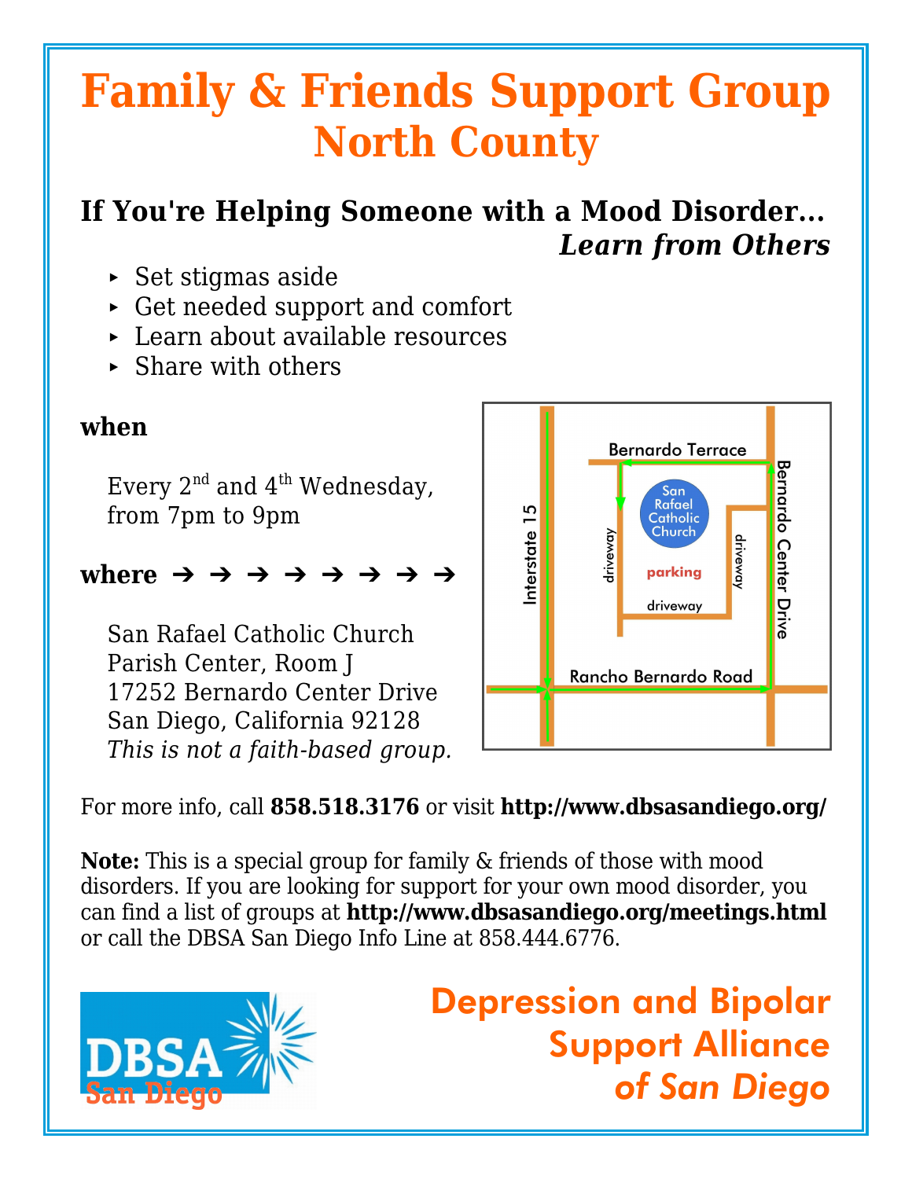# Family & Friends Support Group
## North County

### If You're Helping Someone with a Mood Disorder… *Learn from Others*

- Set stigmas aside
- Get needed support and comfort
- Learn about available resources
- Share with others

**when**

Every 2nd and 4th Wednesday,
from 7pm to 9pm

**where** ➔ ➔ ➔ ➔ ➔ ➔ ➔ ➔

San Rafael Catholic Church
Parish Center, Room J
17252 Bernardo Center Drive
San Diego, California 92128
*This is not a faith-based group.*

Bernardo Terrace
Bernardo Center Drive
Interstate 15
San Rafael Catholic Church
driveway
driveway
parking
driveway
Rancho Bernardo Road

For more info, call **858.518.3176** or visit **http://www.dbsasandiego.org/**

**Note:** This is a special group for family & friends of those with mood disorders. If you are looking for support for your own mood disorder, you can find a list of groups at **http://www.dbsasandiego.org/meetings.html** or call the DBSA San Diego Info Line at 858.444.6776.

DBSA San Diego

Depression and Bipolar Support Alliance *of San Diego*